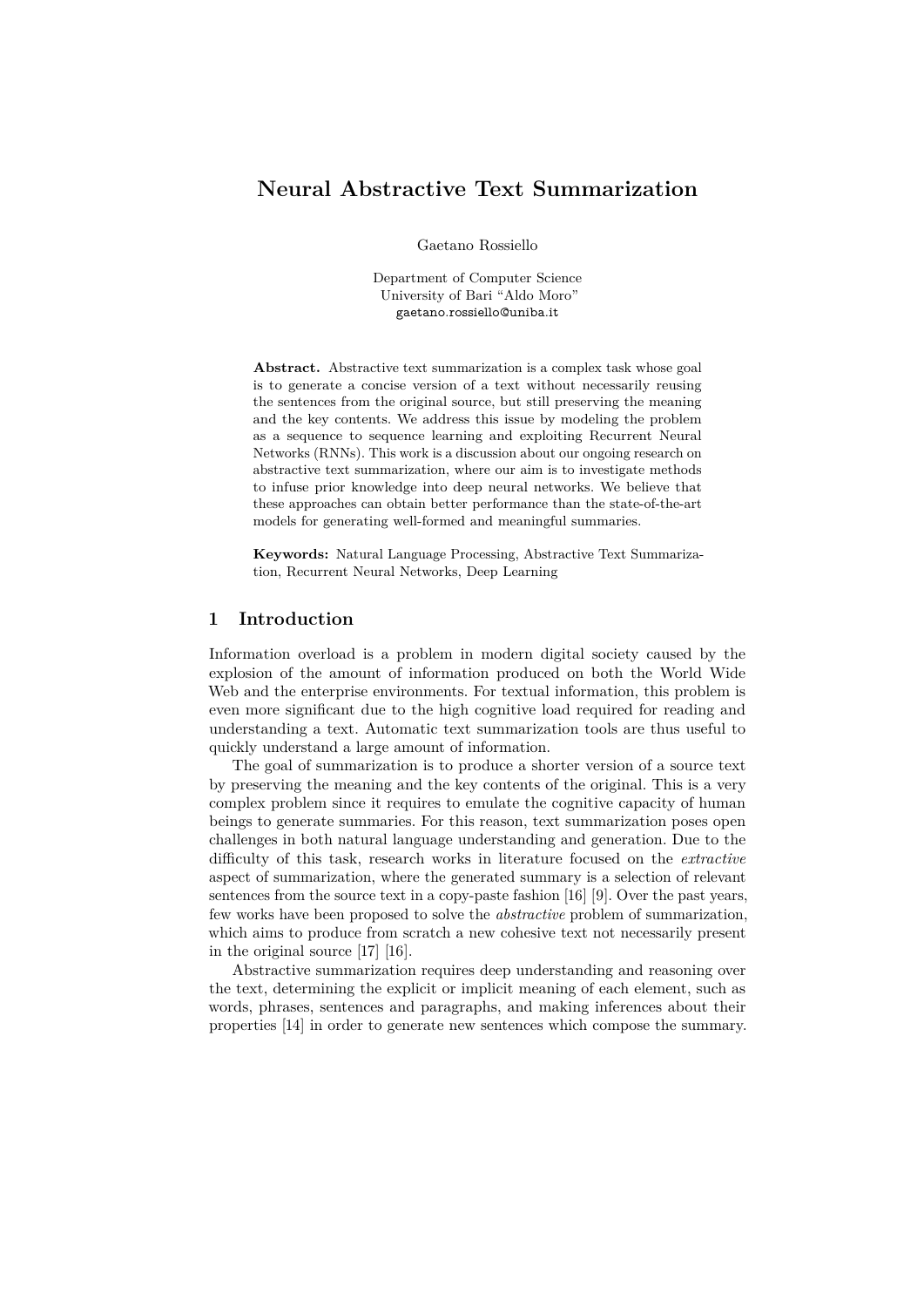# Neural Abstractive Text Summarization

Gaetano Rossiello

Department of Computer Science
University of Bari "Aldo Moro"
gaetano.rossiello@uniba.it

**Abstract.** Abstractive text summarization is a complex task whose goal is to generate a concise version of a text without necessarily reusing the sentences from the original source, but still preserving the meaning and the key contents. We address this issue by modeling the problem as a sequence to sequence learning and exploiting Recurrent Neural Networks (RNNs). This work is a discussion about our ongoing research on abstractive text summarization, where our aim is to investigate methods to infuse prior knowledge into deep neural networks. We believe that these approaches can obtain better performance than the state-of-the-art models for generating well-formed and meaningful summaries.

**Keywords:** Natural Language Processing, Abstractive Text Summarization, Recurrent Neural Networks, Deep Learning

## 1 Introduction

Information overload is a problem in modern digital society caused by the explosion of the amount of information produced on both the World Wide Web and the enterprise environments. For textual information, this problem is even more significant due to the high cognitive load required for reading and understanding a text. Automatic text summarization tools are thus useful to quickly understand a large amount of information.

The goal of summarization is to produce a shorter version of a source text by preserving the meaning and the key contents of the original. This is a very complex problem since it requires to emulate the cognitive capacity of human beings to generate summaries. For this reason, text summarization poses open challenges in both natural language understanding and generation. Due to the difficulty of this task, research works in literature focused on the *extractive* aspect of summarization, where the generated summary is a selection of relevant sentences from the source text in a copy-paste fashion [16] [9]. Over the past years, few works have been proposed to solve the *abstractive* problem of summarization, which aims to produce from scratch a new cohesive text not necessarily present in the original source [17] [16].

Abstractive summarization requires deep understanding and reasoning over the text, determining the explicit or implicit meaning of each element, such as words, phrases, sentences and paragraphs, and making inferences about their properties [14] in order to generate new sentences which compose the summary.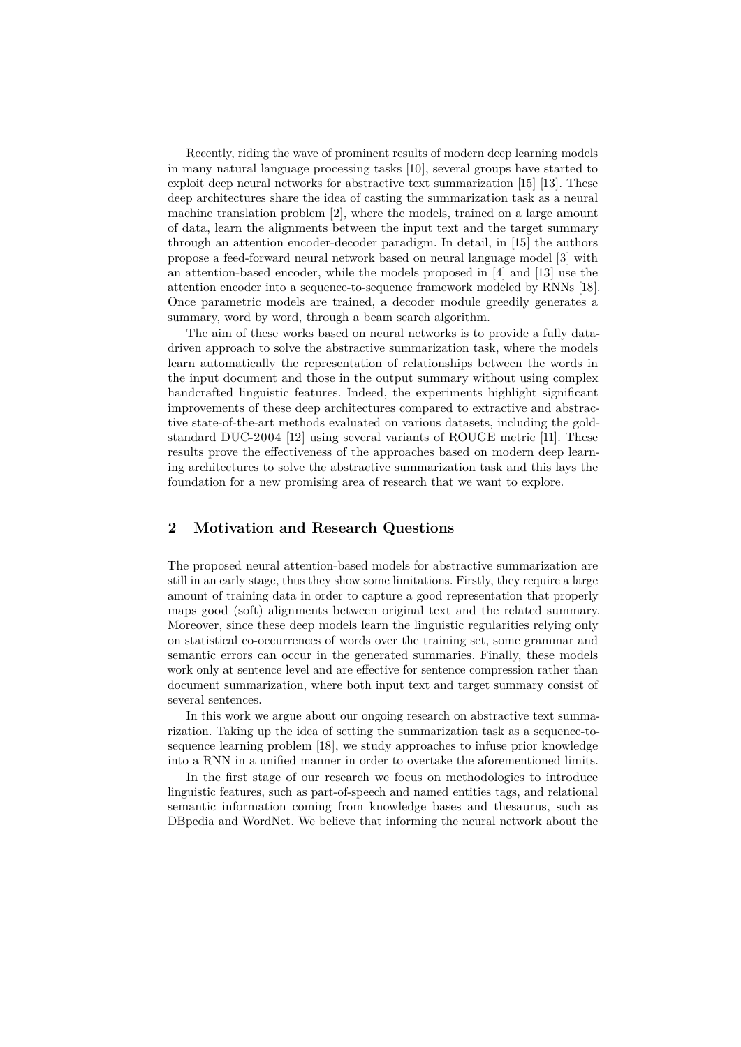Recently, riding the wave of prominent results of modern deep learning models in many natural language processing tasks [10], several groups have started to exploit deep neural networks for abstractive text summarization [15] [13]. These deep architectures share the idea of casting the summarization task as a neural machine translation problem [2], where the models, trained on a large amount of data, learn the alignments between the input text and the target summary through an attention encoder-decoder paradigm. In detail, in [15] the authors propose a feed-forward neural network based on neural language model [3] with an attention-based encoder, while the models proposed in [4] and [13] use the attention encoder into a sequence-to-sequence framework modeled by RNNs [18]. Once parametric models are trained, a decoder module greedily generates a summary, word by word, through a beam search algorithm.

The aim of these works based on neural networks is to provide a fully data-driven approach to solve the abstractive summarization task, where the models learn automatically the representation of relationships between the words in the input document and those in the output summary without using complex handcrafted linguistic features. Indeed, the experiments highlight significant improvements of these deep architectures compared to extractive and abstractive state-of-the-art methods evaluated on various datasets, including the gold-standard DUC-2004 [12] using several variants of ROUGE metric [11]. These results prove the effectiveness of the approaches based on modern deep learning architectures to solve the abstractive summarization task and this lays the foundation for a new promising area of research that we want to explore.

## 2 Motivation and Research Questions

The proposed neural attention-based models for abstractive summarization are still in an early stage, thus they show some limitations. Firstly, they require a large amount of training data in order to capture a good representation that properly maps good (soft) alignments between original text and the related summary. Moreover, since these deep models learn the linguistic regularities relying only on statistical co-occurrences of words over the training set, some grammar and semantic errors can occur in the generated summaries. Finally, these models work only at sentence level and are effective for sentence compression rather than document summarization, where both input text and target summary consist of several sentences.

In this work we argue about our ongoing research on abstractive text summarization. Taking up the idea of setting the summarization task as a sequence-to-sequence learning problem [18], we study approaches to infuse prior knowledge into a RNN in a unified manner in order to overtake the aforementioned limits.

In the first stage of our research we focus on methodologies to introduce linguistic features, such as part-of-speech and named entities tags, and relational semantic information coming from knowledge bases and thesaurus, such as DBpedia and WordNet. We believe that informing the neural network about the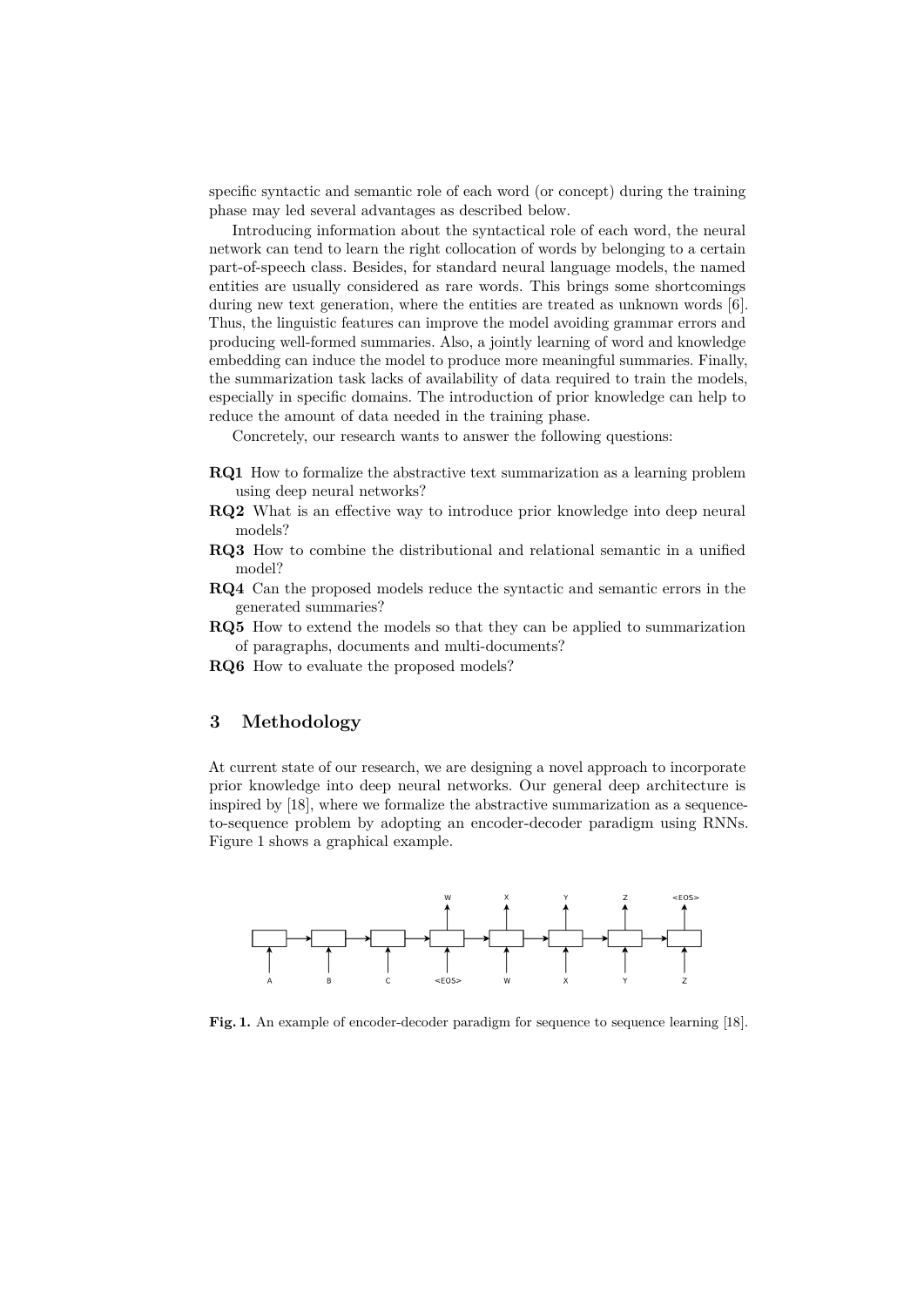specific syntactic and semantic role of each word (or concept) during the training phase may led several advantages as described below.

Introducing information about the syntactical role of each word, the neural network can tend to learn the right collocation of words by belonging to a certain part-of-speech class. Besides, for standard neural language models, the named entities are usually considered as rare words. This brings some shortcomings during new text generation, where the entities are treated as unknown words [6]. Thus, the linguistic features can improve the model avoiding grammar errors and producing well-formed summaries. Also, a jointly learning of word and knowledge embedding can induce the model to produce more meaningful summaries. Finally, the summarization task lacks of availability of data required to train the models, especially in specific domains. The introduction of prior knowledge can help to reduce the amount of data needed in the training phase.

Concretely, our research wants to answer the following questions:

- **RQ1** How to formalize the abstractive text summarization as a learning problem using deep neural networks?
- **RQ2** What is an effective way to introduce prior knowledge into deep neural models?
- **RQ3** How to combine the distributional and relational semantic in a unified model?
- **RQ4** Can the proposed models reduce the syntactic and semantic errors in the generated summaries?
- **RQ5** How to extend the models so that they can be applied to summarization of paragraphs, documents and multi-documents?
- **RQ6** How to evaluate the proposed models?

## 3 Methodology

At current state of our research, we are designing a novel approach to incorporate prior knowledge into deep neural networks. Our general deep architecture is inspired by [18], where we formalize the abstractive summarization as a sequence-to-sequence problem by adopting an encoder-decoder paradigm using RNNs. Figure 1 shows a graphical example.

**Fig. 1.** An example of encoder-decoder paradigm for sequence to sequence learning [18].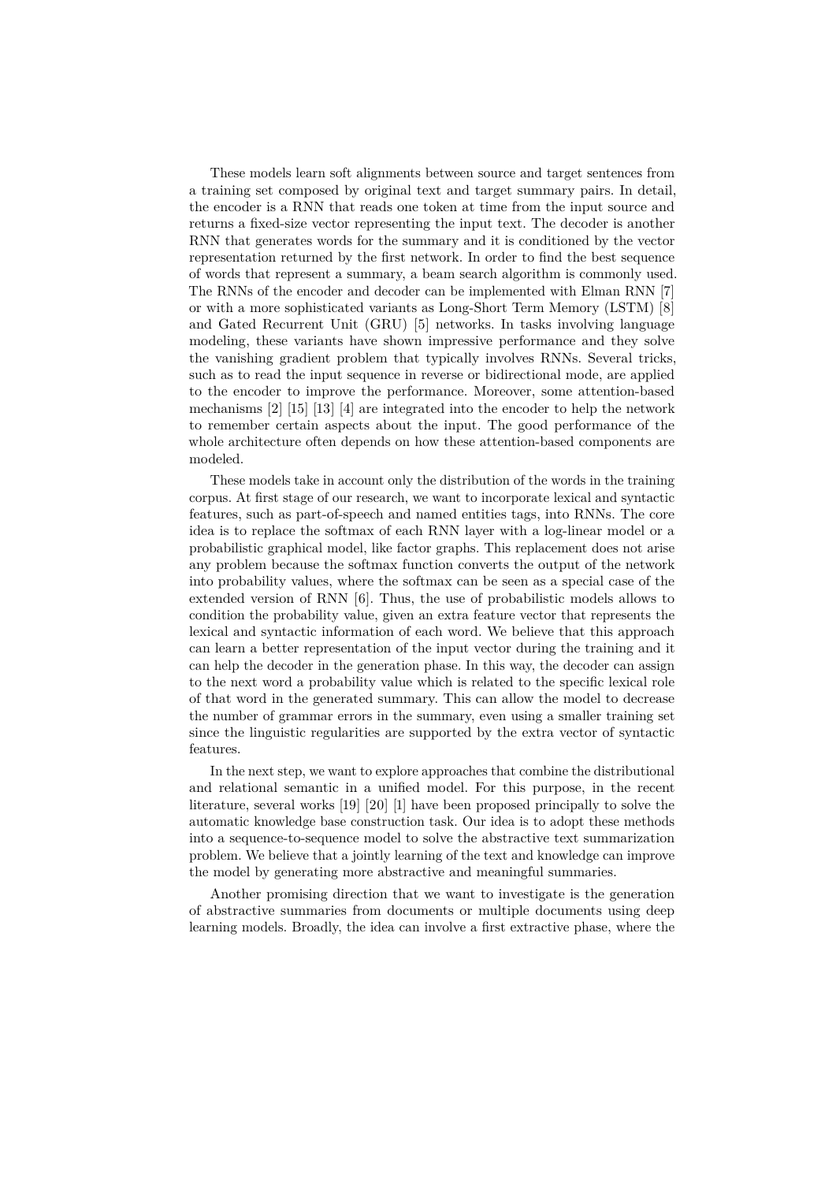These models learn soft alignments between source and target sentences from a training set composed by original text and target summary pairs. In detail, the encoder is a RNN that reads one token at time from the input source and returns a fixed-size vector representing the input text. The decoder is another RNN that generates words for the summary and it is conditioned by the vector representation returned by the first network. In order to find the best sequence of words that represent a summary, a beam search algorithm is commonly used. The RNNs of the encoder and decoder can be implemented with Elman RNN [7] or with a more sophisticated variants as Long-Short Term Memory (LSTM) [8] and Gated Recurrent Unit (GRU) [5] networks. In tasks involving language modeling, these variants have shown impressive performance and they solve the vanishing gradient problem that typically involves RNNs. Several tricks, such as to read the input sequence in reverse or bidirectional mode, are applied to the encoder to improve the performance. Moreover, some attention-based mechanisms [2] [15] [13] [4] are integrated into the encoder to help the network to remember certain aspects about the input. The good performance of the whole architecture often depends on how these attention-based components are modeled.

These models take in account only the distribution of the words in the training corpus. At first stage of our research, we want to incorporate lexical and syntactic features, such as part-of-speech and named entities tags, into RNNs. The core idea is to replace the softmax of each RNN layer with a log-linear model or a probabilistic graphical model, like factor graphs. This replacement does not arise any problem because the softmax function converts the output of the network into probability values, where the softmax can be seen as a special case of the extended version of RNN [6]. Thus, the use of probabilistic models allows to condition the probability value, given an extra feature vector that represents the lexical and syntactic information of each word. We believe that this approach can learn a better representation of the input vector during the training and it can help the decoder in the generation phase. In this way, the decoder can assign to the next word a probability value which is related to the specific lexical role of that word in the generated summary. This can allow the model to decrease the number of grammar errors in the summary, even using a smaller training set since the linguistic regularities are supported by the extra vector of syntactic features.

In the next step, we want to explore approaches that combine the distributional and relational semantic in a unified model. For this purpose, in the recent literature, several works [19] [20] [1] have been proposed principally to solve the automatic knowledge base construction task. Our idea is to adopt these methods into a sequence-to-sequence model to solve the abstractive text summarization problem. We believe that a jointly learning of the text and knowledge can improve the model by generating more abstractive and meaningful summaries.

Another promising direction that we want to investigate is the generation of abstractive summaries from documents or multiple documents using deep learning models. Broadly, the idea can involve a first extractive phase, where the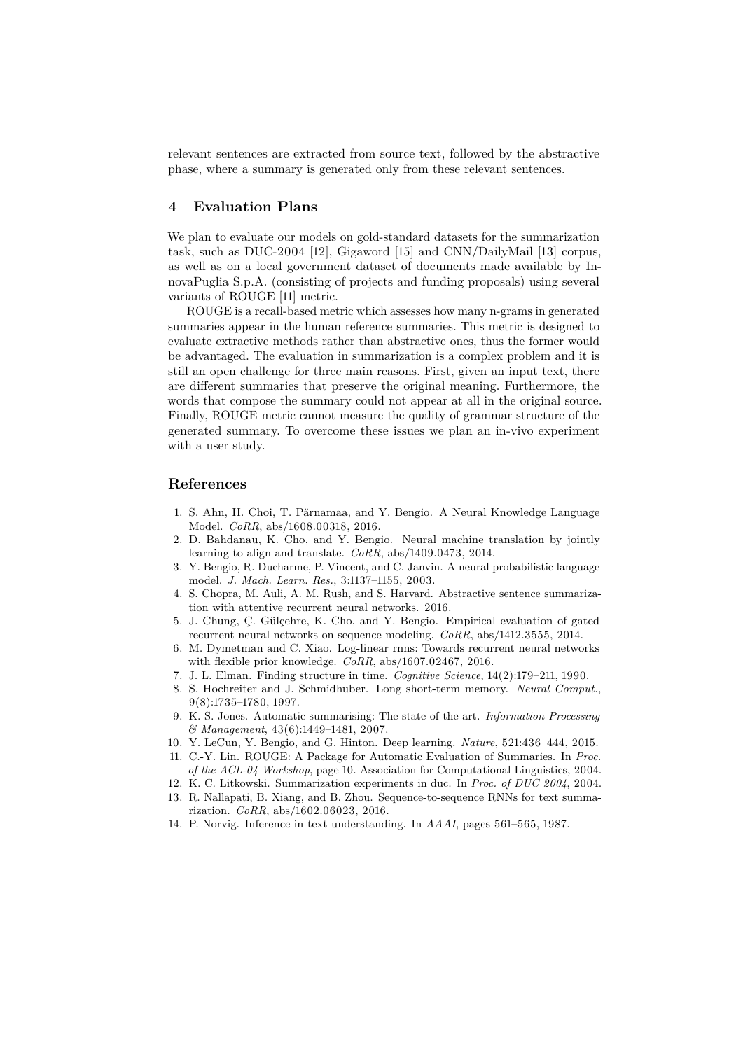relevant sentences are extracted from source text, followed by the abstractive phase, where a summary is generated only from these relevant sentences.

## 4 Evaluation Plans

We plan to evaluate our models on gold-standard datasets for the summarization task, such as DUC-2004 [12], Gigaword [15] and CNN/DailyMail [13] corpus, as well as on a local government dataset of documents made available by InnovaPuglia S.p.A. (consisting of projects and funding proposals) using several variants of ROUGE [11] metric.

ROUGE is a recall-based metric which assesses how many n-grams in generated summaries appear in the human reference summaries. This metric is designed to evaluate extractive methods rather than abstractive ones, thus the former would be advantaged. The evaluation in summarization is a complex problem and it is still an open challenge for three main reasons. First, given an input text, there are different summaries that preserve the original meaning. Furthermore, the words that compose the summary could not appear at all in the original source. Finally, ROUGE metric cannot measure the quality of grammar structure of the generated summary. To overcome these issues we plan an in-vivo experiment with a user study.

## References

1. S. Ahn, H. Choi, T. Pärnamaa, and Y. Bengio. A Neural Knowledge Language Model. *CoRR*, abs/1608.00318, 2016.
2. D. Bahdanau, K. Cho, and Y. Bengio. Neural machine translation by jointly learning to align and translate. *CoRR*, abs/1409.0473, 2014.
3. Y. Bengio, R. Ducharme, P. Vincent, and C. Janvin. A neural probabilistic language model. *J. Mach. Learn. Res.*, 3:1137–1155, 2003.
4. S. Chopra, M. Auli, A. M. Rush, and S. Harvard. Abstractive sentence summarization with attentive recurrent neural networks. 2016.
5. J. Chung, Ç. Gülçehre, K. Cho, and Y. Bengio. Empirical evaluation of gated recurrent neural networks on sequence modeling. *CoRR*, abs/1412.3555, 2014.
6. M. Dymetman and C. Xiao. Log-linear rnns: Towards recurrent neural networks with flexible prior knowledge. *CoRR*, abs/1607.02467, 2016.
7. J. L. Elman. Finding structure in time. *Cognitive Science*, 14(2):179–211, 1990.
8. S. Hochreiter and J. Schmidhuber. Long short-term memory. *Neural Comput.*, 9(8):1735–1780, 1997.
9. K. S. Jones. Automatic summarising: The state of the art. *Information Processing & Management*, 43(6):1449–1481, 2007.
10. Y. LeCun, Y. Bengio, and G. Hinton. Deep learning. *Nature*, 521:436–444, 2015.
11. C.-Y. Lin. ROUGE: A Package for Automatic Evaluation of Summaries. In *Proc. of the ACL-04 Workshop*, page 10. Association for Computational Linguistics, 2004.
12. K. C. Litkowski. Summarization experiments in duc. In *Proc. of DUC 2004*, 2004.
13. R. Nallapati, B. Xiang, and B. Zhou. Sequence-to-sequence RNNs for text summarization. *CoRR*, abs/1602.06023, 2016.
14. P. Norvig. Inference in text understanding. In *AAAI*, pages 561–565, 1987.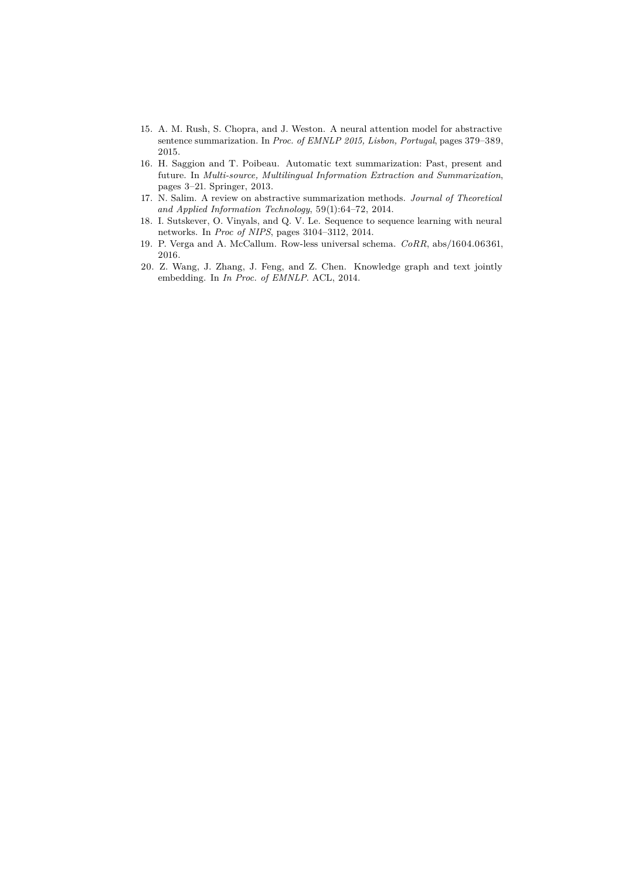15. A. M. Rush, S. Chopra, and J. Weston. A neural attention model for abstractive sentence summarization. In *Proc. of EMNLP 2015, Lisbon, Portugal*, pages 379–389, 2015.
16. H. Saggion and T. Poibeau. Automatic text summarization: Past, present and future. In *Multi-source, Multilingual Information Extraction and Summarization*, pages 3–21. Springer, 2013.
17. N. Salim. A review on abstractive summarization methods. *Journal of Theoretical and Applied Information Technology*, 59(1):64–72, 2014.
18. I. Sutskever, O. Vinyals, and Q. V. Le. Sequence to sequence learning with neural networks. In *Proc of NIPS*, pages 3104–3112, 2014.
19. P. Verga and A. McCallum. Row-less universal schema. *CoRR*, abs/1604.06361, 2016.
20. Z. Wang, J. Zhang, J. Feng, and Z. Chen. Knowledge graph and text jointly embedding. In *In Proc. of EMNLP*. ACL, 2014.